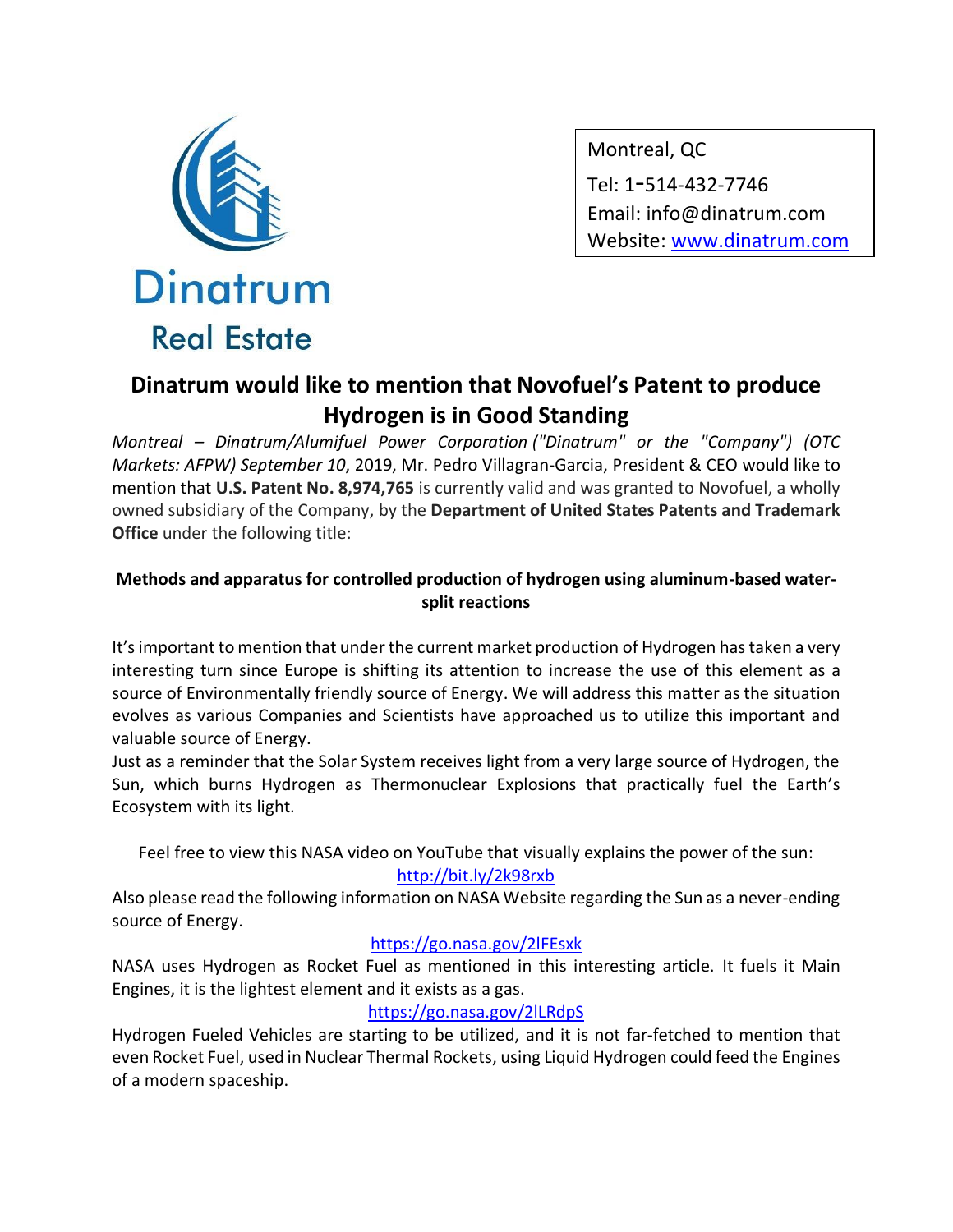Dinatrum

Real Estate

Montreal, QC
Tel: 1-514-432-7746
Email: info@dinatrum.com
Website: www.dinatrum.com

# Dinatrum would like to mention that Novofuel's Patent to produce Hydrogen is in Good Standing

*Montreal – Dinatrum/Alumifuel Power Corporation ("Dinatrum" or the "Company") (OTC Markets: AFPW) September 10*, 2019, Mr. Pedro Villagran-Garcia, President & CEO would like to mention that **U.S. Patent No. 8,974,765** is currently valid and was granted to Novofuel, a wholly owned subsidiary of the Company, by the **Department of United States Patents and Trademark Office** under the following title:

**Methods and apparatus for controlled production of hydrogen using aluminum-based water-split reactions**

It's important to mention that under the current market production of Hydrogen has taken a very interesting turn since Europe is shifting its attention to increase the use of this element as a source of Environmentally friendly source of Energy. We will address this matter as the situation evolves as various Companies and Scientists have approached us to utilize this important and valuable source of Energy.

Just as a reminder that the Solar System receives light from a very large source of Hydrogen, the Sun, which burns Hydrogen as Thermonuclear Explosions that practically fuel the Earth's Ecosystem with its light.

Feel free to view this NASA video on YouTube that visually explains the power of the sun:
http://bit.ly/2k98rxb

Also please read the following information on NASA Website regarding the Sun as a never-ending source of Energy.

https://go.nasa.gov/2lFEsxk

NASA uses Hydrogen as Rocket Fuel as mentioned in this interesting article. It fuels it Main Engines, it is the lightest element and it exists as a gas.

https://go.nasa.gov/2lLRdpS

Hydrogen Fueled Vehicles are starting to be utilized, and it is not far-fetched to mention that even Rocket Fuel, used in Nuclear Thermal Rockets, using Liquid Hydrogen could feed the Engines of a modern spaceship.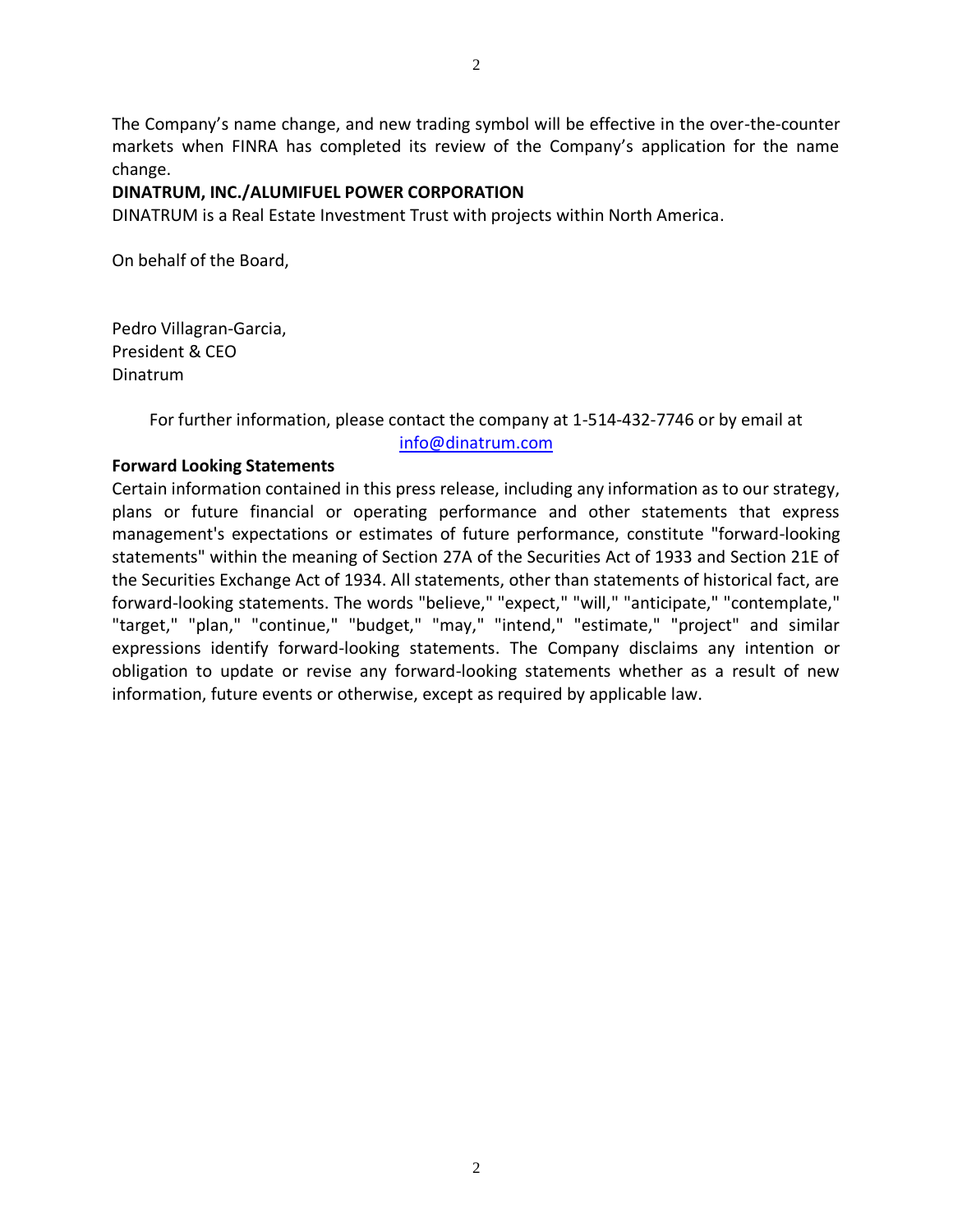The Company's name change, and new trading symbol will be effective in the over-the-counter markets when FINRA has completed its review of the Company's application for the name change.

**DINATRUM, INC./ALUMIFUEL POWER CORPORATION**

DINATRUM is a Real Estate Investment Trust with projects within North America.

On behalf of the Board,

Pedro Villagran-Garcia,
President & CEO
Dinatrum

For further information, please contact the company at 1-514-432-7746 or by email at info@dinatrum.com

**Forward Looking Statements**

Certain information contained in this press release, including any information as to our strategy, plans or future financial or operating performance and other statements that express management's expectations or estimates of future performance, constitute "forward-looking statements" within the meaning of Section 27A of the Securities Act of 1933 and Section 21E of the Securities Exchange Act of 1934. All statements, other than statements of historical fact, are forward-looking statements. The words "believe," "expect," "will," "anticipate," "contemplate," "target," "plan," "continue," "budget," "may," "intend," "estimate," "project" and similar expressions identify forward-looking statements. The Company disclaims any intention or obligation to update or revise any forward-looking statements whether as a result of new information, future events or otherwise, except as required by applicable law.